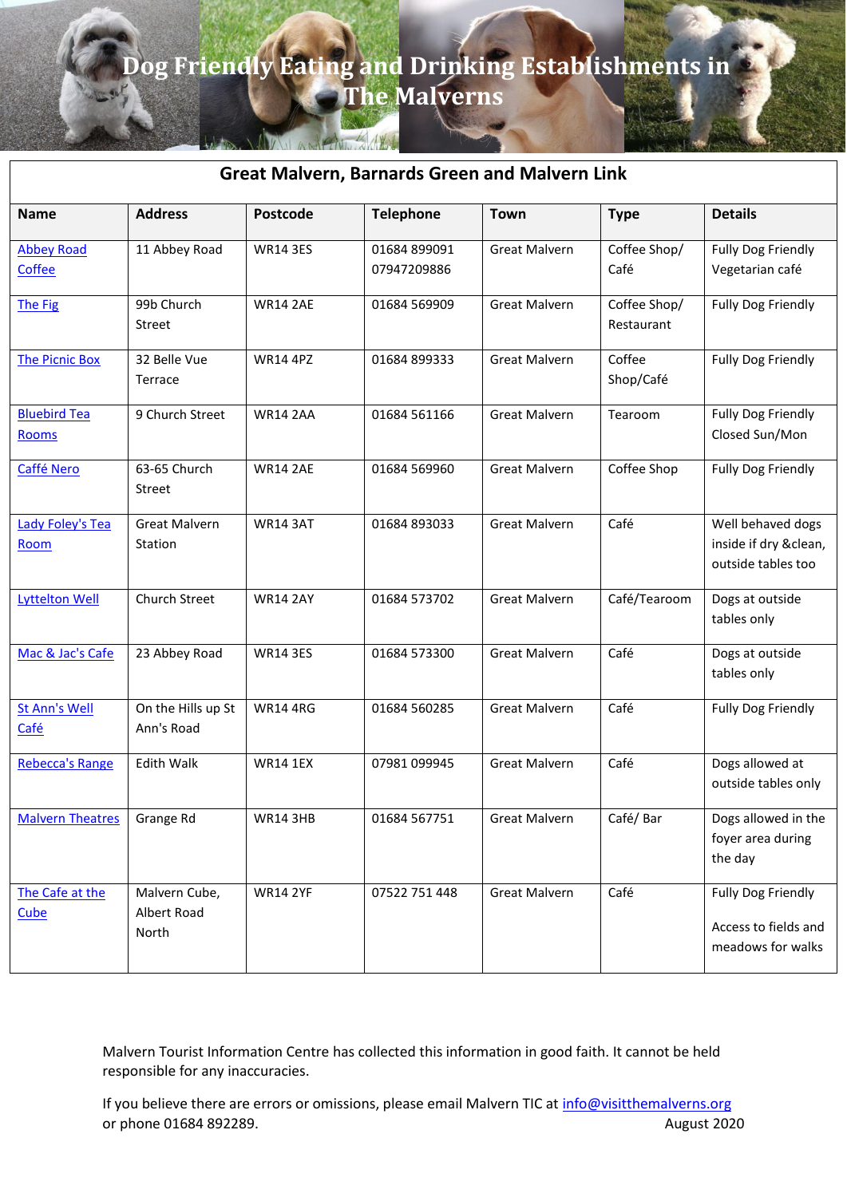# Dog Friendly Eating and Drinking Establishments in The Malverns

## Great Malvern, Barnards Green and Malvern Link

| Name | Address | Postcode | Telephone | Town | Type | Details |
|---|---|---|---|---|---|---|
| Abbey Road Coffee | 11 Abbey Road | WR14 3ES | 01684 899091 07947209886 | Great Malvern | Coffee Shop/ Café | Fully Dog Friendly Vegetarian café |
| The Fig | 99b Church Street | WR14 2AE | 01684 569909 | Great Malvern | Coffee Shop/ Restaurant | Fully Dog Friendly |
| The Picnic Box | 32 Belle Vue Terrace | WR14 4PZ | 01684 899333 | Great Malvern | Coffee Shop/Café | Fully Dog Friendly |
| Bluebird Tea Rooms | 9 Church Street | WR14 2AA | 01684 561166 | Great Malvern | Tearoom | Fully Dog Friendly Closed Sun/Mon |
| Caffé Nero | 63-65 Church Street | WR14 2AE | 01684 569960 | Great Malvern | Coffee Shop | Fully Dog Friendly |
| Lady Foley's Tea Room | Great Malvern Station | WR14 3AT | 01684 893033 | Great Malvern | Café | Well behaved dogs inside if dry &clean, outside tables too |
| Lyttelton Well | Church Street | WR14 2AY | 01684 573702 | Great Malvern | Café/Tearoom | Dogs at outside tables only |
| Mac & Jac's Cafe | 23 Abbey Road | WR14 3ES | 01684 573300 | Great Malvern | Café | Dogs at outside tables only |
| St Ann's Well Café | On the Hills up St Ann's Road | WR14 4RG | 01684 560285 | Great Malvern | Café | Fully Dog Friendly |
| Rebecca's Range | Edith Walk | WR14 1EX | 07981 099945 | Great Malvern | Café | Dogs allowed at outside tables only |
| Malvern Theatres | Grange Rd | WR14 3HB | 01684 567751 | Great Malvern | Café/ Bar | Dogs allowed in the foyer area during the day |
| The Cafe at the Cube | Malvern Cube, Albert Road North | WR14 2YF | 07522 751 448 | Great Malvern | Café | Fully Dog Friendly<br><br>Access to fields and meadows for walks |

Malvern Tourist Information Centre has collected this information in good faith. It cannot be held responsible for any inaccuracies.

If you believe there are errors or omissions, please email Malvern TIC at info@visitthemalverns.org or phone 01684 892289.

August 2020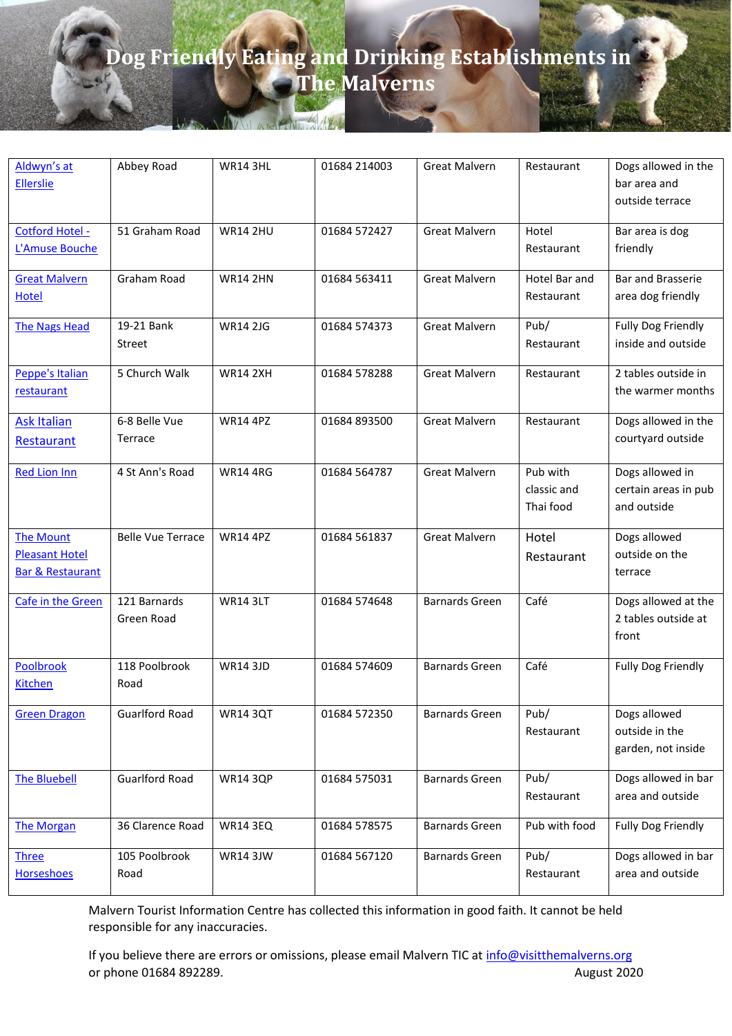# Dog Friendly Eating and Drinking Establishments in The Malverns

| Aldwyn's at Ellerslie | Abbey Road | WR14 3HL | 01684 214003 | Great Malvern | Restaurant | Dogs allowed in the bar area and outside terrace |
|---|---|---|---|---|---|---|
| Cotford Hotel - L'Amuse Bouche | 51 Graham Road | WR14 2HU | 01684 572427 | Great Malvern | Hotel Restaurant | Bar area is dog friendly |
| Great Malvern Hotel | Graham Road | WR14 2HN | 01684 563411 | Great Malvern | Hotel Bar and Restaurant | Bar and Brasserie area dog friendly |
| The Nags Head | 19-21 Bank Street | WR14 2JG | 01684 574373 | Great Malvern | Pub/ Restaurant | Fully Dog Friendly inside and outside |
| Peppe's Italian restaurant | 5 Church Walk | WR14 2XH | 01684 578288 | Great Malvern | Restaurant | 2 tables outside in the warmer months |
| Ask Italian Restaurant | 6-8 Belle Vue Terrace | WR14 4PZ | 01684 893500 | Great Malvern | Restaurant | Dogs allowed in the courtyard outside |
| Red Lion Inn | 4 St Ann's Road | WR14 4RG | 01684 564787 | Great Malvern | Pub with classic and Thai food | Dogs allowed in certain areas in pub and outside |
| The Mount Pleasant Hotel Bar & Restaurant | Belle Vue Terrace | WR14 4PZ | 01684 561837 | Great Malvern | Hotel Restaurant | Dogs allowed outside on the terrace |
| Cafe in the Green | 121 Barnards Green Road | WR14 3LT | 01684 574648 | Barnards Green | Café | Dogs allowed at the 2 tables outside at front |
| Poolbrook Kitchen | 118 Poolbrook Road | WR14 3JD | 01684 574609 | Barnards Green | Café | Fully Dog Friendly |
| Green Dragon | Guarlford Road | WR14 3QT | 01684 572350 | Barnards Green | Pub/ Restaurant | Dogs allowed outside in the garden, not inside |
| The Bluebell | Guarlford Road | WR14 3QP | 01684 575031 | Barnards Green | Pub/ Restaurant | Dogs allowed in bar area and outside |
| The Morgan | 36 Clarence Road | WR14 3EQ | 01684 578575 | Barnards Green | Pub with food | Fully Dog Friendly |
| Three Horseshoes | 105 Poolbrook Road | WR14 3JW | 01684 567120 | Barnards Green | Pub/ Restaurant | Dogs allowed in bar area and outside |

Malvern Tourist Information Centre has collected this information in good faith. It cannot be held responsible for any inaccuracies.

If you believe there are errors or omissions, please email Malvern TIC at info@visitthemalverns.org or phone 01684 892289.

August 2020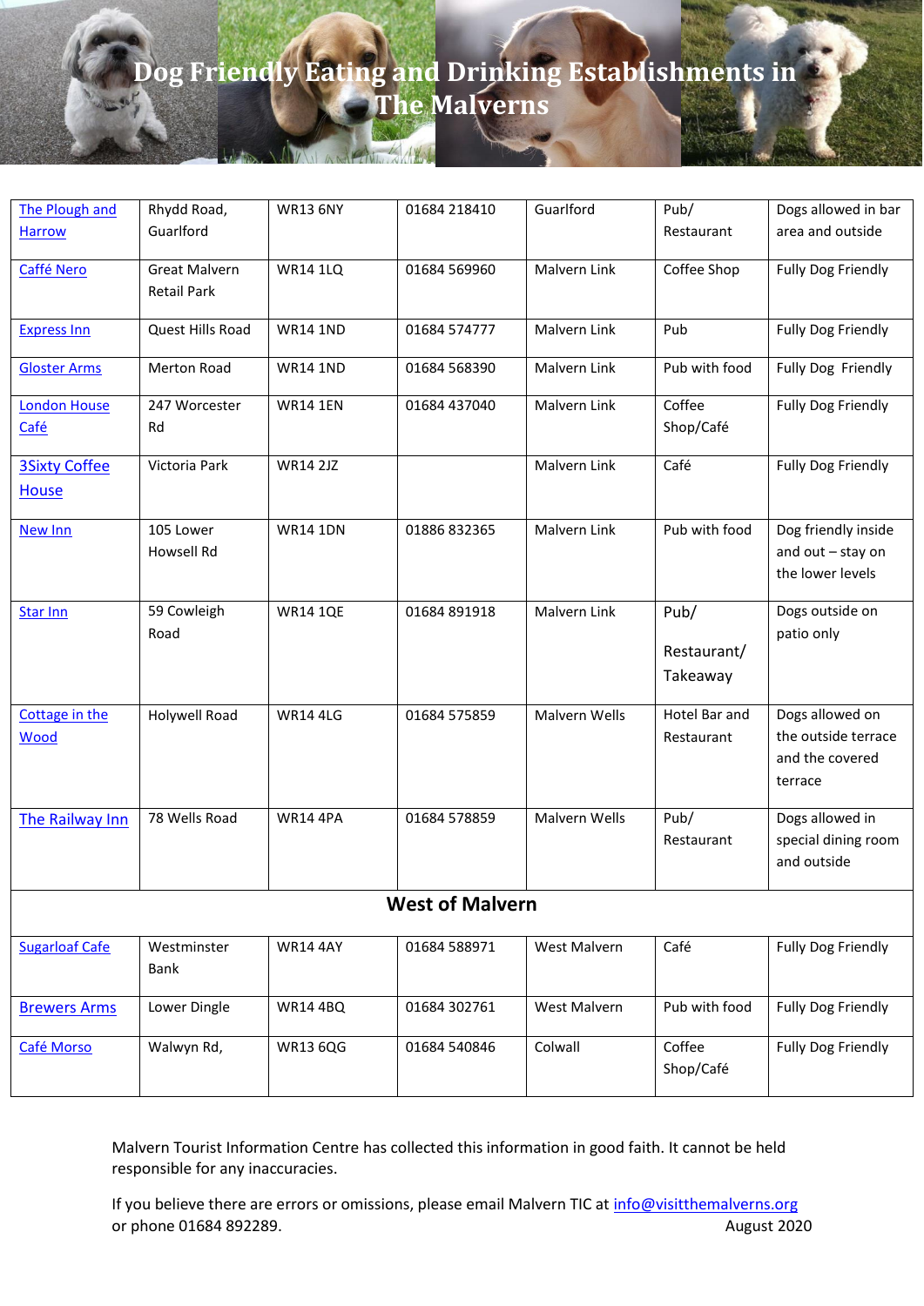# Dog Friendly Eating and Drinking Establishments in The Malverns

| | | | | | | |
|---|---|---|---|---|---|---|
| The Plough and Harrow | Rhydd Road, Guarlford | WR13 6NY | 01684 218410 | Guarlford | Pub/ Restaurant | Dogs allowed in bar area and outside |
| Caffé Nero | Great Malvern Retail Park | WR14 1LQ | 01684 569960 | Malvern Link | Coffee Shop | Fully Dog Friendly |
| Express Inn | Quest Hills Road | WR14 1ND | 01684 574777 | Malvern Link | Pub | Fully Dog Friendly |
| Gloster Arms | Merton Road | WR14 1ND | 01684 568390 | Malvern Link | Pub with food | Fully Dog Friendly |
| London House Café | 247 Worcester Rd | WR14 1EN | 01684 437040 | Malvern Link | Coffee Shop/Café | Fully Dog Friendly |
| 3Sixty Coffee House | Victoria Park | WR14 2JZ | | Malvern Link | Café | Fully Dog Friendly |
| New Inn | 105 Lower Howsell Rd | WR14 1DN | 01886 832365 | Malvern Link | Pub with food | Dog friendly inside and out – stay on the lower levels |
| Star Inn | 59 Cowleigh Road | WR14 1QE | 01684 891918 | Malvern Link | Pub/ Restaurant/ Takeaway | Dogs outside on patio only |
| Cottage in the Wood | Holywell Road | WR14 4LG | 01684 575859 | Malvern Wells | Hotel Bar and Restaurant | Dogs allowed on the outside terrace and the covered terrace |
| The Railway Inn | 78 Wells Road | WR14 4PA | 01684 578859 | Malvern Wells | Pub/ Restaurant | Dogs allowed in special dining room and outside |
| **West of Malvern** | | | | | | |
| Sugarloaf Cafe | Westminster Bank | WR14 4AY | 01684 588971 | West Malvern | Café | Fully Dog Friendly |
| Brewers Arms | Lower Dingle | WR14 4BQ | 01684 302761 | West Malvern | Pub with food | Fully Dog Friendly |
| Café Morso | Walwyn Rd, | WR13 6QG | 01684 540846 | Colwall | Coffee Shop/Café | Fully Dog Friendly |

Malvern Tourist Information Centre has collected this information in good faith. It cannot be held responsible for any inaccuracies.

If you believe there are errors or omissions, please email Malvern TIC at info@visitthemalverns.org or phone 01684 892289.

August 2020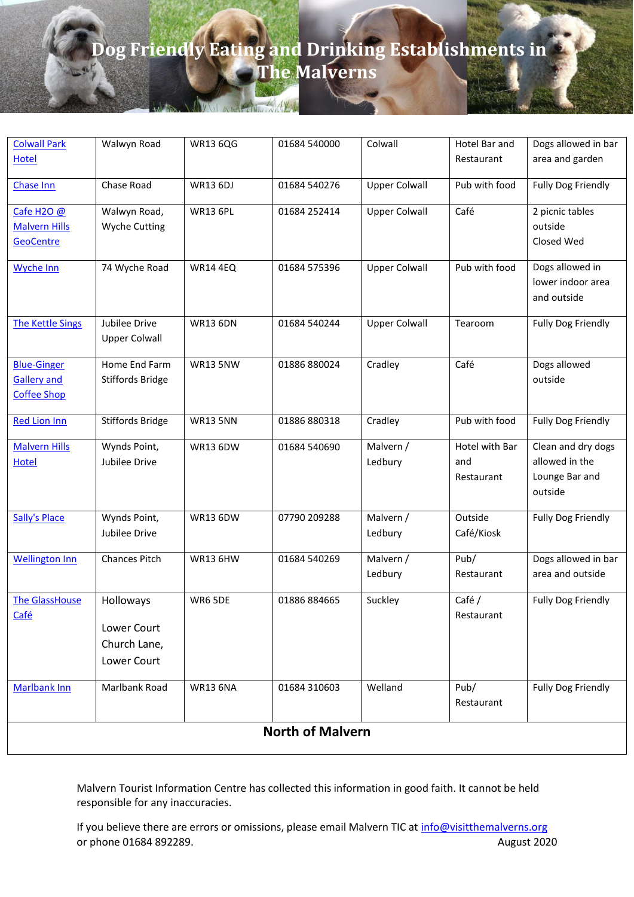# Dog Friendly Eating and Drinking Establishments in The Malverns

| | | | | | | |
|---|---|---|---|---|---|---|
| Colwall Park Hotel | Walwyn Road | WR13 6QG | 01684 540000 | Colwall | Hotel Bar and Restaurant | Dogs allowed in bar area and garden |
| Chase Inn | Chase Road | WR13 6DJ | 01684 540276 | Upper Colwall | Pub with food | Fully Dog Friendly |
| Cafe H2O @ Malvern Hills GeoCentre | Walwyn Road, Wyche Cutting | WR13 6PL | 01684 252414 | Upper Colwall | Café | 2 picnic tables outside Closed Wed |
| Wyche Inn | 74 Wyche Road | WR14 4EQ | 01684 575396 | Upper Colwall | Pub with food | Dogs allowed in lower indoor area and outside |
| The Kettle Sings | Jubilee Drive Upper Colwall | WR13 6DN | 01684 540244 | Upper Colwall | Tearoom | Fully Dog Friendly |
| Blue-Ginger Gallery and Coffee Shop | Home End Farm Stiffords Bridge | WR13 5NW | 01886 880024 | Cradley | Café | Dogs allowed outside |
| Red Lion Inn | Stiffords Bridge | WR13 5NN | 01886 880318 | Cradley | Pub with food | Fully Dog Friendly |
| Malvern Hills Hotel | Wynds Point, Jubilee Drive | WR13 6DW | 01684 540690 | Malvern / Ledbury | Hotel with Bar and Restaurant | Clean and dry dogs allowed in the Lounge Bar and outside |
| Sally's Place | Wynds Point, Jubilee Drive | WR13 6DW | 07790 209288 | Malvern / Ledbury | Outside Café/Kiosk | Fully Dog Friendly |
| Wellington Inn | Chances Pitch | WR13 6HW | 01684 540269 | Malvern / Ledbury | Pub/ Restaurant | Dogs allowed in bar area and outside |
| The GlassHouse Café | Holloways Lower Court Church Lane, Lower Court | WR6 5DE | 01886 884665 | Suckley | Café / Restaurant | Fully Dog Friendly |
| Marlbank Inn | Marlbank Road | WR13 6NA | 01684 310603 | Welland | Pub/ Restaurant | Fully Dog Friendly |

## North of Malvern

Malvern Tourist Information Centre has collected this information in good faith. It cannot be held responsible for any inaccuracies.

If you believe there are errors or omissions, please email Malvern TIC at info@visitthemalverns.org or phone 01684 892289. August 2020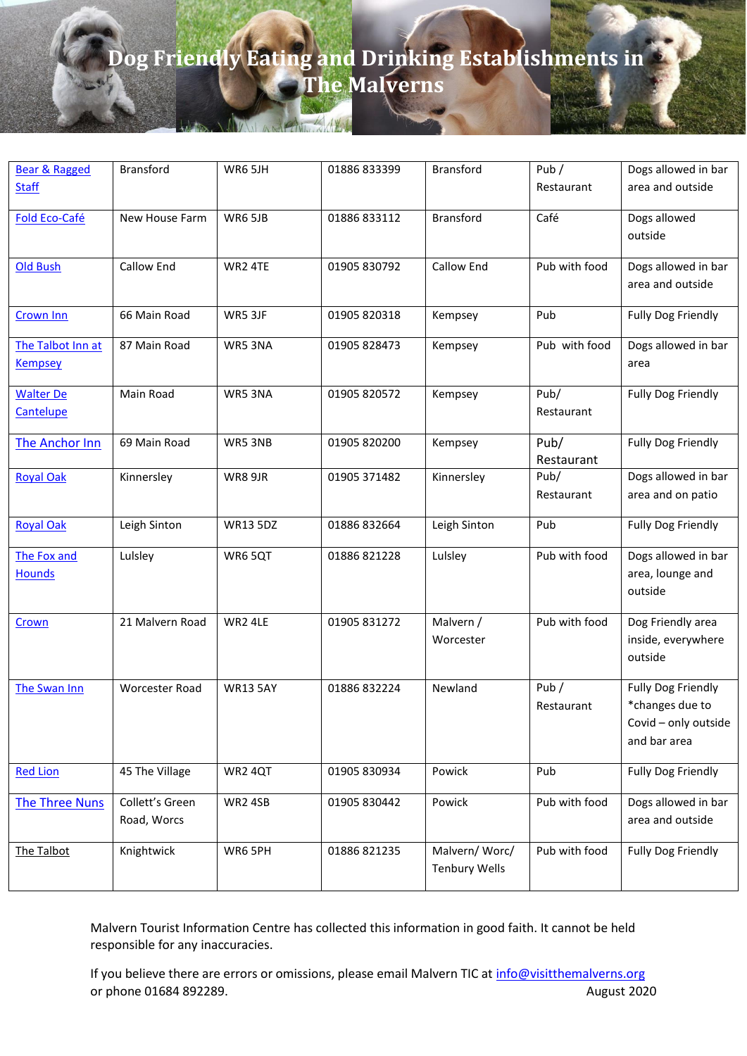# Dog Friendly Eating and Drinking Establishments in The Malverns

| | | | | | | |
|---|---|---|---|---|---|---|
| Bear & Ragged Staff | Bransford | WR6 5JH | 01886 833399 | Bransford | Pub / Restaurant | Dogs allowed in bar area and outside |
| Fold Eco-Café | New House Farm | WR6 5JB | 01886 833112 | Bransford | Café | Dogs allowed outside |
| Old Bush | Callow End | WR2 4TE | 01905 830792 | Callow End | Pub with food | Dogs allowed in bar area and outside |
| Crown Inn | 66 Main Road | WR5 3JF | 01905 820318 | Kempsey | Pub | Fully Dog Friendly |
| The Talbot Inn at Kempsey | 87 Main Road | WR5 3NA | 01905 828473 | Kempsey | Pub with food | Dogs allowed in bar area |
| Walter De Cantelupe | Main Road | WR5 3NA | 01905 820572 | Kempsey | Pub/ Restaurant | Fully Dog Friendly |
| The Anchor Inn | 69 Main Road | WR5 3NB | 01905 820200 | Kempsey | Pub/ Restaurant | Fully Dog Friendly |
| Royal Oak | Kinnersley | WR8 9JR | 01905 371482 | Kinnersley | Pub/ Restaurant | Dogs allowed in bar area and on patio |
| Royal Oak | Leigh Sinton | WR13 5DZ | 01886 832664 | Leigh Sinton | Pub | Fully Dog Friendly |
| The Fox and Hounds | Lulsley | WR6 5QT | 01886 821228 | Lulsley | Pub with food | Dogs allowed in bar area, lounge and outside |
| Crown | 21 Malvern Road | WR2 4LE | 01905 831272 | Malvern / Worcester | Pub with food | Dog Friendly area inside, everywhere outside |
| The Swan Inn | Worcester Road | WR13 5AY | 01886 832224 | Newland | Pub / Restaurant | Fully Dog Friendly *changes due to Covid – only outside and bar area |
| Red Lion | 45 The Village | WR2 4QT | 01905 830934 | Powick | Pub | Fully Dog Friendly |
| The Three Nuns | Collett's Green Road, Worcs | WR2 4SB | 01905 830442 | Powick | Pub with food | Dogs allowed in bar area and outside |
| The Talbot | Knightwick | WR6 5PH | 01886 821235 | Malvern/ Worc/ Tenbury Wells | Pub with food | Fully Dog Friendly |

Malvern Tourist Information Centre has collected this information in good faith. It cannot be held responsible for any inaccuracies.

If you believe there are errors or omissions, please email Malvern TIC at info@visitthemalverns.org or phone 01684 892289.

August 2020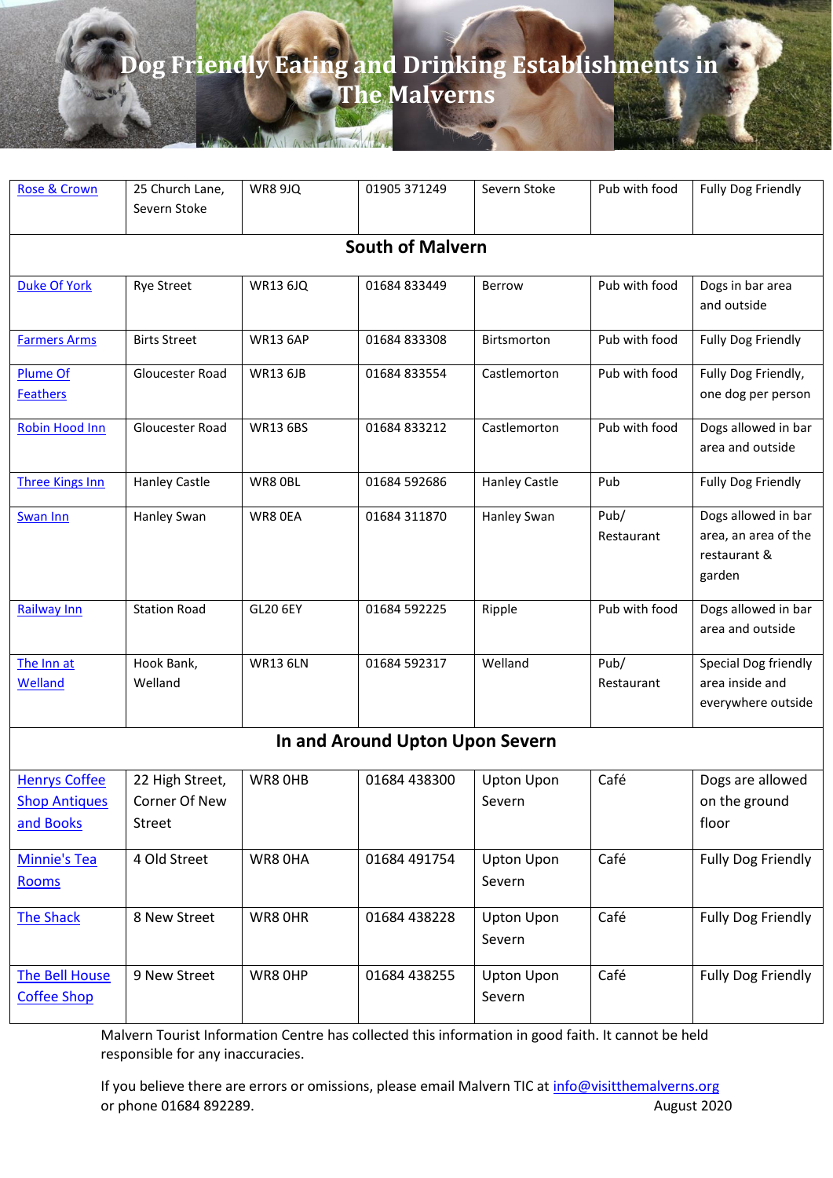# Dog Friendly Eating and Drinking Establishments in The Malverns

| | | | | | | |
|---|---|---|---|---|---|---|
| Rose & Crown | 25 Church Lane, Severn Stoke | WR8 9JQ | 01905 371249 | Severn Stoke | Pub with food | Fully Dog Friendly |
| **South of Malvern** | | | | | | |
| Duke Of York | Rye Street | WR13 6JQ | 01684 833449 | Berrow | Pub with food | Dogs in bar area and outside |
| Farmers Arms | Birts Street | WR13 6AP | 01684 833308 | Birtsmorton | Pub with food | Fully Dog Friendly |
| Plume Of Feathers | Gloucester Road | WR13 6JB | 01684 833554 | Castlemorton | Pub with food | Fully Dog Friendly, one dog per person |
| Robin Hood Inn | Gloucester Road | WR13 6BS | 01684 833212 | Castlemorton | Pub with food | Dogs allowed in bar area and outside |
| Three Kings Inn | Hanley Castle | WR8 0BL | 01684 592686 | Hanley Castle | Pub | Fully Dog Friendly |
| Swan Inn | Hanley Swan | WR8 0EA | 01684 311870 | Hanley Swan | Pub/ Restaurant | Dogs allowed in bar area, an area of the restaurant & garden |
| Railway Inn | Station Road | GL20 6EY | 01684 592225 | Ripple | Pub with food | Dogs allowed in bar area and outside |
| The Inn at Welland | Hook Bank, Welland | WR13 6LN | 01684 592317 | Welland | Pub/ Restaurant | Special Dog friendly area inside and everywhere outside |
| **In and Around Upton Upon Severn** | | | | | | |
| Henrys Coffee Shop Antiques and Books | 22 High Street, Corner Of New Street | WR8 0HB | 01684 438300 | Upton Upon Severn | Café | Dogs are allowed on the ground floor |
| Minnie's Tea Rooms | 4 Old Street | WR8 0HA | 01684 491754 | Upton Upon Severn | Café | Fully Dog Friendly |
| The Shack | 8 New Street | WR8 0HR | 01684 438228 | Upton Upon Severn | Café | Fully Dog Friendly |
| The Bell House Coffee Shop | 9 New Street | WR8 0HP | 01684 438255 | Upton Upon Severn | Café | Fully Dog Friendly |

Malvern Tourist Information Centre has collected this information in good faith. It cannot be held responsible for any inaccuracies.

If you believe there are errors or omissions, please email Malvern TIC at info@visitthemalverns.org or phone 01684 892289. August 2020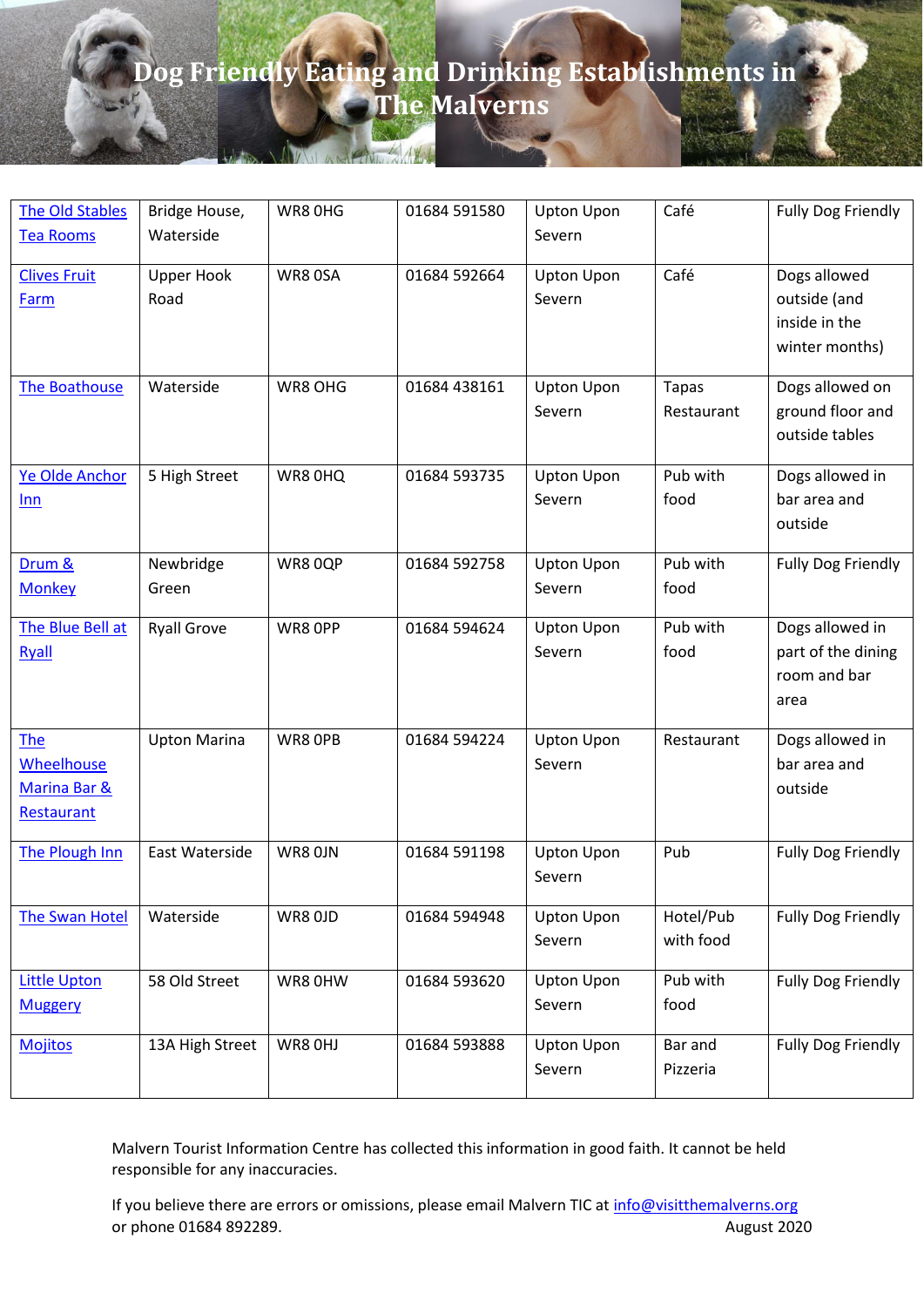# Dog Friendly Eating and Drinking Establishments in The Malverns

| | | | | | | |
|---|---|---|---|---|---|---|
| The Old Stables Tea Rooms | Bridge House, Waterside | WR8 0HG | 01684 591580 | Upton Upon Severn | Café | Fully Dog Friendly |
| Clives Fruit Farm | Upper Hook Road | WR8 0SA | 01684 592664 | Upton Upon Severn | Café | Dogs allowed outside (and inside in the winter months) |
| The Boathouse | Waterside | WR8 OHG | 01684 438161 | Upton Upon Severn | Tapas Restaurant | Dogs allowed on ground floor and outside tables |
| Ye Olde Anchor Inn | 5 High Street | WR8 0HQ | 01684 593735 | Upton Upon Severn | Pub with food | Dogs allowed in bar area and outside |
| Drum & Monkey | Newbridge Green | WR8 0QP | 01684 592758 | Upton Upon Severn | Pub with food | Fully Dog Friendly |
| The Blue Bell at Ryall | Ryall Grove | WR8 0PP | 01684 594624 | Upton Upon Severn | Pub with food | Dogs allowed in part of the dining room and bar area |
| The Wheelhouse Marina Bar & Restaurant | Upton Marina | WR8 0PB | 01684 594224 | Upton Upon Severn | Restaurant | Dogs allowed in bar area and outside |
| The Plough Inn | East Waterside | WR8 0JN | 01684 591198 | Upton Upon Severn | Pub | Fully Dog Friendly |
| The Swan Hotel | Waterside | WR8 0JD | 01684 594948 | Upton Upon Severn | Hotel/Pub with food | Fully Dog Friendly |
| Little Upton Muggery | 58 Old Street | WR8 0HW | 01684 593620 | Upton Upon Severn | Pub with food | Fully Dog Friendly |
| Mojitos | 13A High Street | WR8 0HJ | 01684 593888 | Upton Upon Severn | Bar and Pizzeria | Fully Dog Friendly |

Malvern Tourist Information Centre has collected this information in good faith. It cannot be held responsible for any inaccuracies.

If you believe there are errors or omissions, please email Malvern TIC at info@visitthemalverns.org or phone 01684 892289.

August 2020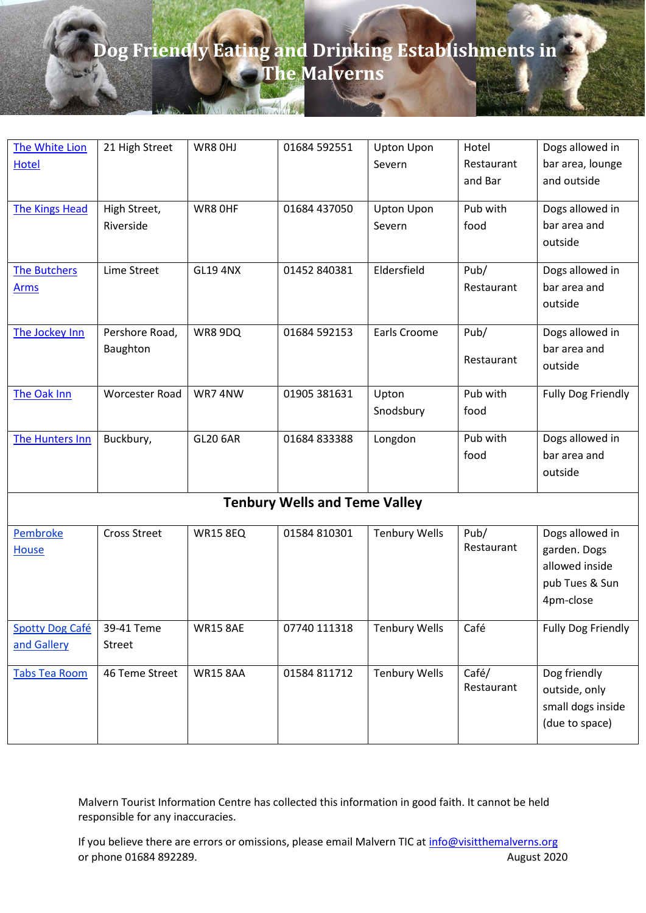# Dog Friendly Eating and Drinking Establishments in The Malverns

| | | | | | | |
|---|---|---|---|---|---|---|
| The White Lion Hotel | 21 High Street | WR8 0HJ | 01684 592551 | Upton Upon Severn | Hotel Restaurant and Bar | Dogs allowed in bar area, lounge and outside |
| The Kings Head | High Street, Riverside | WR8 0HF | 01684 437050 | Upton Upon Severn | Pub with food | Dogs allowed in bar area and outside |
| The Butchers Arms | Lime Street | GL19 4NX | 01452 840381 | Eldersfield | Pub/ Restaurant | Dogs allowed in bar area and outside |
| The Jockey Inn | Pershore Road, Baughton | WR8 9DQ | 01684 592153 | Earls Croome | Pub/ Restaurant | Dogs allowed in bar area and outside |
| The Oak Inn | Worcester Road | WR7 4NW | 01905 381631 | Upton Snodsbury | Pub with food | Fully Dog Friendly |
| The Hunters Inn | Buckbury, | GL20 6AR | 01684 833388 | Longdon | Pub with food | Dogs allowed in bar area and outside |
| **Tenbury Wells and Teme Valley** | | | | | | |
| Pembroke House | Cross Street | WR15 8EQ | 01584 810301 | Tenbury Wells | Pub/ Restaurant | Dogs allowed in garden. Dogs allowed inside pub Tues & Sun 4pm-close |
| Spotty Dog Café and Gallery | 39-41 Teme Street | WR15 8AE | 07740 111318 | Tenbury Wells | Café | Fully Dog Friendly |
| Tabs Tea Room | 46 Teme Street | WR15 8AA | 01584 811712 | Tenbury Wells | Café/ Restaurant | Dog friendly outside, only small dogs inside (due to space) |

Malvern Tourist Information Centre has collected this information in good faith. It cannot be held responsible for any inaccuracies.

If you believe there are errors or omissions, please email Malvern TIC at info@visitthemalverns.org or phone 01684 892289.

August 2020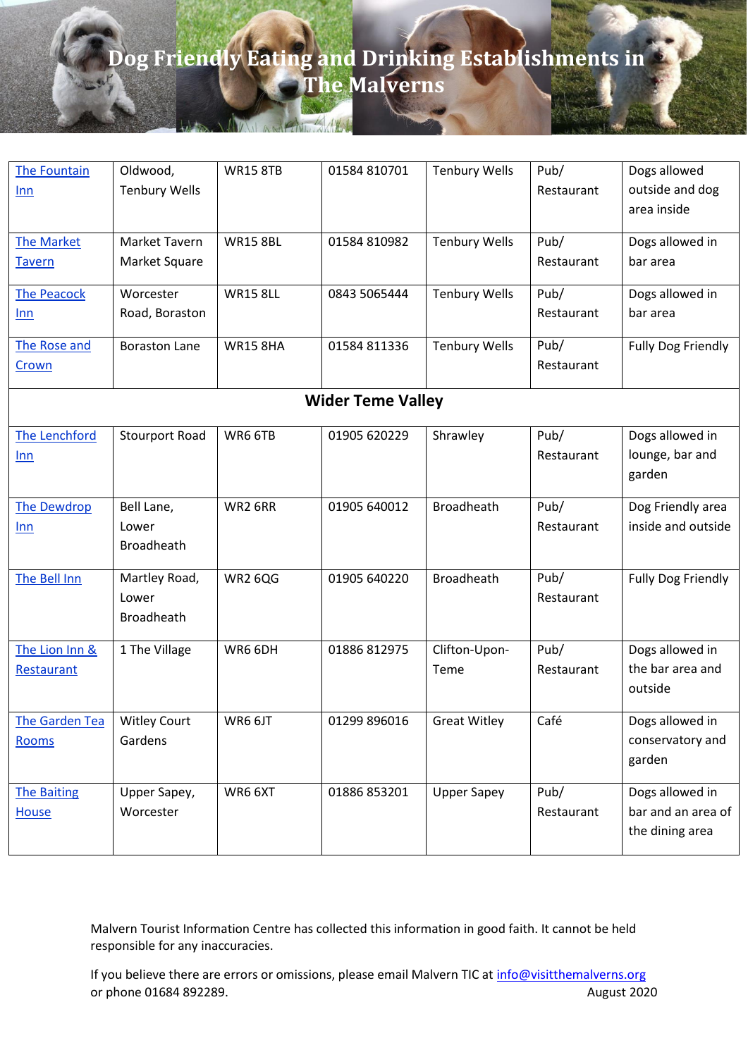# Dog Friendly Eating and Drinking Establishments in The Malverns

| | | | | | | |
|---|---|---|---|---|---|---|
| The Fountain Inn | Oldwood, Tenbury Wells | WR15 8TB | 01584 810701 | Tenbury Wells | Pub/ Restaurant | Dogs allowed outside and dog area inside |
| The Market Tavern | Market Tavern Market Square | WR15 8BL | 01584 810982 | Tenbury Wells | Pub/ Restaurant | Dogs allowed in bar area |
| The Peacock Inn | Worcester Road, Boraston | WR15 8LL | 0843 5065444 | Tenbury Wells | Pub/ Restaurant | Dogs allowed in bar area |
| The Rose and Crown | Boraston Lane | WR15 8HA | 01584 811336 | Tenbury Wells | Pub/ Restaurant | Fully Dog Friendly |
| **Wider Teme Valley** | | | | | | |
| The Lenchford Inn | Stourport Road | WR6 6TB | 01905 620229 | Shrawley | Pub/ Restaurant | Dogs allowed in lounge, bar and garden |
| The Dewdrop Inn | Bell Lane, Lower Broadheath | WR2 6RR | 01905 640012 | Broadheath | Pub/ Restaurant | Dog Friendly area inside and outside |
| The Bell Inn | Martley Road, Lower Broadheath | WR2 6QG | 01905 640220 | Broadheath | Pub/ Restaurant | Fully Dog Friendly |
| The Lion Inn & Restaurant | 1 The Village | WR6 6DH | 01886 812975 | Clifton-Upon-Teme | Pub/ Restaurant | Dogs allowed in the bar area and outside |
| The Garden Tea Rooms | Witley Court Gardens | WR6 6JT | 01299 896016 | Great Witley | Café | Dogs allowed in conservatory and garden |
| The Baiting House | Upper Sapey, Worcester | WR6 6XT | 01886 853201 | Upper Sapey | Pub/ Restaurant | Dogs allowed in bar and an area of the dining area |

Malvern Tourist Information Centre has collected this information in good faith. It cannot be held responsible for any inaccuracies.

If you believe there are errors or omissions, please email Malvern TIC at info@visitthemalverns.org or phone 01684 892289.

August 2020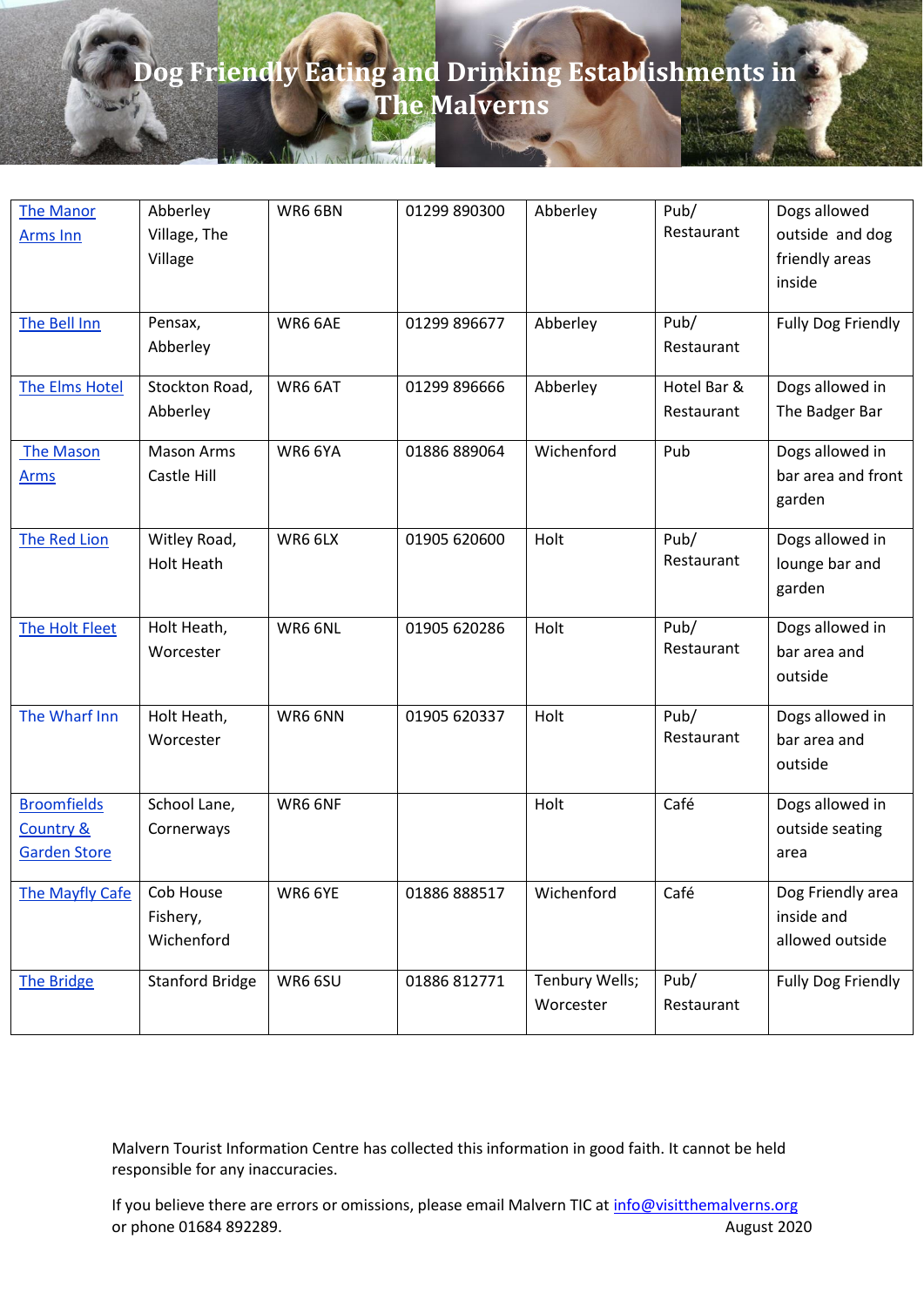# Dog Friendly Eating and Drinking Establishments in The Malverns

| | | | | | | |
|---|---|---|---|---|---|---|
| The Manor Arms Inn | Abberley Village, The Village | WR6 6BN | 01299 890300 | Abberley | Pub/ Restaurant | Dogs allowed outside and dog friendly areas inside |
| The Bell Inn | Pensax, Abberley | WR6 6AE | 01299 896677 | Abberley | Pub/ Restaurant | Fully Dog Friendly |
| The Elms Hotel | Stockton Road, Abberley | WR6 6AT | 01299 896666 | Abberley | Hotel Bar & Restaurant | Dogs allowed in The Badger Bar |
| The Mason Arms | Mason Arms Castle Hill | WR6 6YA | 01886 889064 | Wichenford | Pub | Dogs allowed in bar area and front garden |
| The Red Lion | Witley Road, Holt Heath | WR6 6LX | 01905 620600 | Holt | Pub/ Restaurant | Dogs allowed in lounge bar and garden |
| The Holt Fleet | Holt Heath, Worcester | WR6 6NL | 01905 620286 | Holt | Pub/ Restaurant | Dogs allowed in bar area and outside |
| The Wharf Inn | Holt Heath, Worcester | WR6 6NN | 01905 620337 | Holt | Pub/ Restaurant | Dogs allowed in bar area and outside |
| Broomfields Country & Garden Store | School Lane, Cornerways | WR6 6NF | | Holt | Café | Dogs allowed in outside seating area |
| The Mayfly Cafe | Cob House Fishery, Wichenford | WR6 6YE | 01886 888517 | Wichenford | Café | Dog Friendly area inside and allowed outside |
| The Bridge | Stanford Bridge | WR6 6SU | 01886 812771 | Tenbury Wells; Worcester | Pub/ Restaurant | Fully Dog Friendly |

Malvern Tourist Information Centre has collected this information in good faith. It cannot be held responsible for any inaccuracies.

If you believe there are errors or omissions, please email Malvern TIC at info@visitthemalverns.org or phone 01684 892289.

August 2020